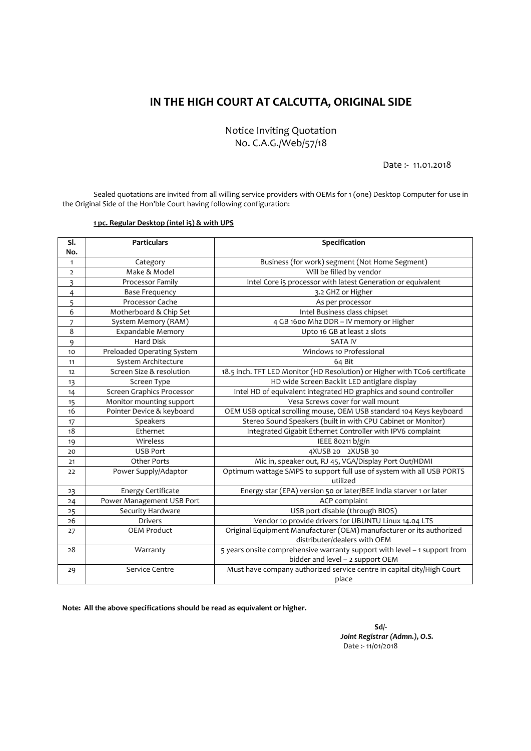# IN THE HIGH COURT AT CALCUTTA, ORIGINAL SIDE

Notice Inviting Quotation
No. C.A.G./Web/57/18

Date :- 11.01.2018

Sealed quotations are invited from all willing service providers with OEMs for 1 (one) Desktop Computer for use in the Original Side of the Hon'ble Court having following configuration:

**1 pc. Regular Desktop (intel i5) & with UPS**

| Sl. No. | Particulars | Specification |
|---|---|---|
| 1 | Category | Business (for work) segment (Not Home Segment) |
| 2 | Make & Model | Will be filled by vendor |
| 3 | Processor Family | Intel Core i5 processor with latest Generation or equivalent |
| 4 | Base Frequency | 3.2 GHZ or Higher |
| 5 | Processor Cache | As per processor |
| 6 | Motherboard & Chip Set | Intel Business class chipset |
| 7 | System Memory (RAM) | 4 GB 1600 Mhz DDR – IV memory or Higher |
| 8 | Expandable Memory | Upto 16 GB at least 2 slots |
| 9 | Hard Disk | SATA IV |
| 10 | Preloaded Operating System | Windows 10 Professional |
| 11 | System Architecture | 64 Bit |
| 12 | Screen Size & resolution | 18.5 inch. TFT LED Monitor (HD Resolution) or Higher with TC06 certificate |
| 13 | Screen Type | HD wide Screen Backlit LED antiglare display |
| 14 | Screen Graphics Processor | Intel HD of equivalent integrated HD graphics and sound controller |
| 15 | Monitor mounting support | Vesa Screws cover for wall mount |
| 16 | Pointer Device & keyboard | OEM USB optical scrolling mouse, OEM USB standard 104 Keys keyboard |
| 17 | Speakers | Stereo Sound Speakers (built in with CPU Cabinet or Monitor) |
| 18 | Ethernet | Integrated Gigabit Ethernet Controller with IPV6 complaint |
| 19 | Wireless | IEEE 80211 b/g/n |
| 20 | USB Port | 4XUSB 20 2XUSB 30 |
| 21 | Other Ports | Mic in, speaker out, RJ 45, VGA/Display Port Out/HDMI |
| 22 | Power Supply/Adaptor | Optimum wattage SMPS to support full use of system with all USB PORTS utilized |
| 23 | Energy Certificate | Energy star (EPA) version 50 or later/BEE India starver 1 or later |
| 24 | Power Management USB Port | ACP complaint |
| 25 | Security Hardware | USB port disable (through BIOS) |
| 26 | Drivers | Vendor to provide drivers for UBUNTU Linux 14.04 LTS |
| 27 | OEM Product | Original Equipment Manufacturer (OEM) manufacturer or its authorized distributer/dealers with OEM |
| 28 | Warranty | 5 years onsite comprehensive warranty support with level – 1 support from bidder and level – 2 support OEM |
| 29 | Service Centre | Must have company authorized service centre in capital city/High Court place |

**Note: All the above specifications should be read as equivalent or higher.**

**Sd/-**
***Joint Registrar (Admn.), O.S.***
Date :- 11/01/2018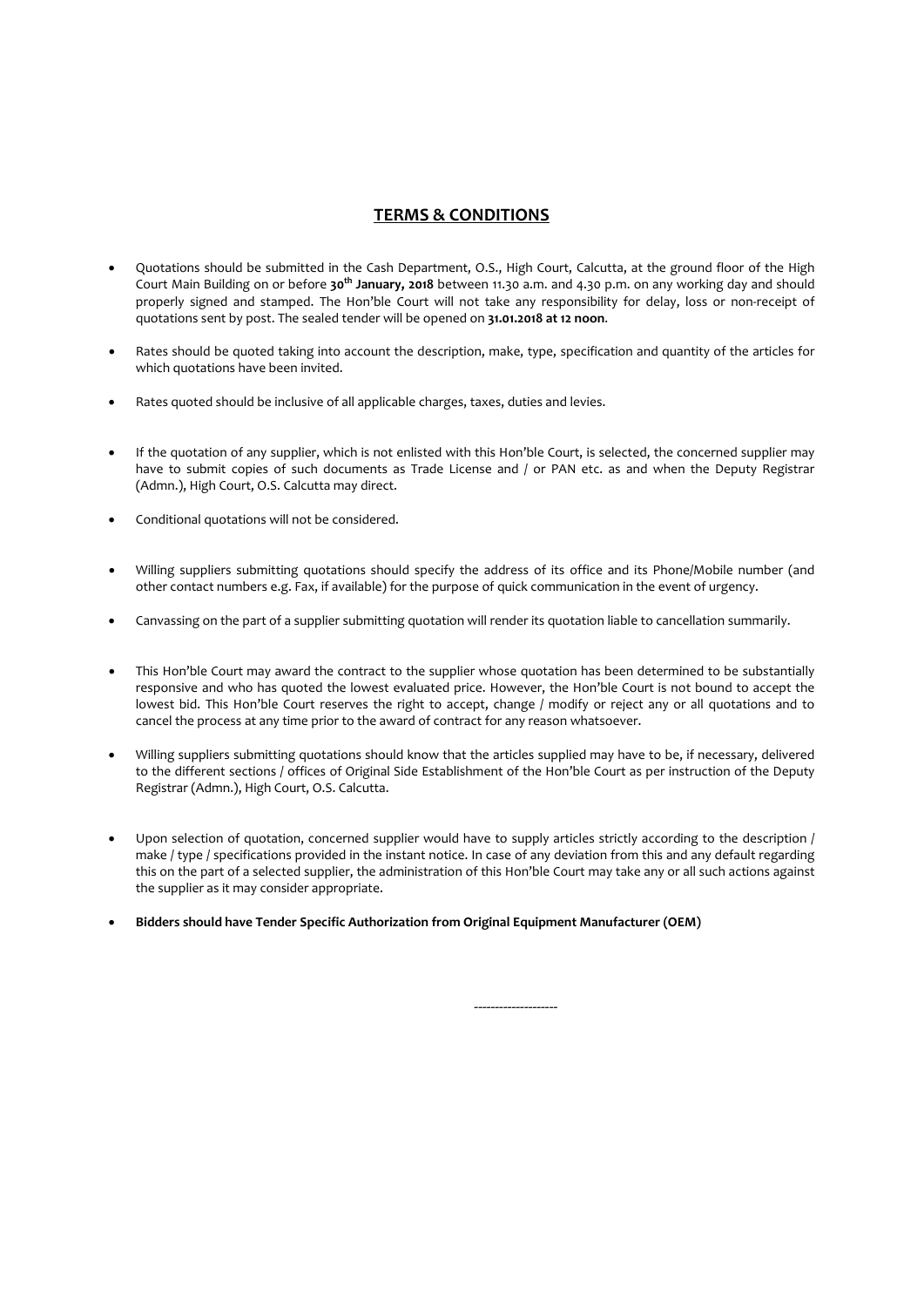## TERMS & CONDITIONS

- Quotations should be submitted in the Cash Department, O.S., High Court, Calcutta, at the ground floor of the High Court Main Building on or before **30th January, 2018** between 11.30 a.m. and 4.30 p.m. on any working day and should properly signed and stamped. The Hon'ble Court will not take any responsibility for delay, loss or non-receipt of quotations sent by post. The sealed tender will be opened on **31.01.2018 at 12 noon**.

- Rates should be quoted taking into account the description, make, type, specification and quantity of the articles for which quotations have been invited.

- Rates quoted should be inclusive of all applicable charges, taxes, duties and levies.

- If the quotation of any supplier, which is not enlisted with this Hon'ble Court, is selected, the concerned supplier may have to submit copies of such documents as Trade License and / or PAN etc. as and when the Deputy Registrar (Admn.), High Court, O.S. Calcutta may direct.

- Conditional quotations will not be considered.

- Willing suppliers submitting quotations should specify the address of its office and its Phone/Mobile number (and other contact numbers e.g. Fax, if available) for the purpose of quick communication in the event of urgency.

- Canvassing on the part of a supplier submitting quotation will render its quotation liable to cancellation summarily.

- This Hon'ble Court may award the contract to the supplier whose quotation has been determined to be substantially responsive and who has quoted the lowest evaluated price. However, the Hon'ble Court is not bound to accept the lowest bid. This Hon'ble Court reserves the right to accept, change / modify or reject any or all quotations and to cancel the process at any time prior to the award of contract for any reason whatsoever.

- Willing suppliers submitting quotations should know that the articles supplied may have to be, if necessary, delivered to the different sections / offices of Original Side Establishment of the Hon'ble Court as per instruction of the Deputy Registrar (Admn.), High Court, O.S. Calcutta.

- Upon selection of quotation, concerned supplier would have to supply articles strictly according to the description / make / type / specifications provided in the instant notice. In case of any deviation from this and any default regarding this on the part of a selected supplier, the administration of this Hon'ble Court may take any or all such actions against the supplier as it may consider appropriate.

- **Bidders should have Tender Specific Authorization from Original Equipment Manufacturer (OEM)**

--------------------